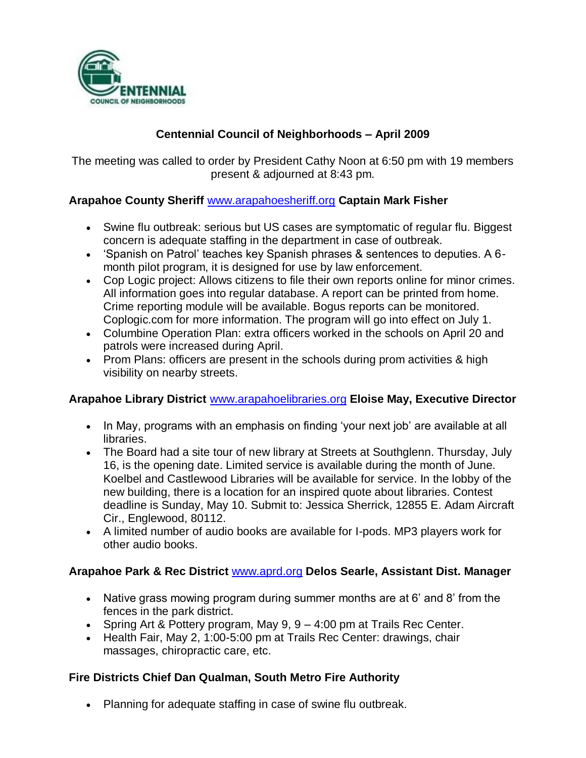# Centennial Council of Neighborhoods – April 2009

The meeting was called to order by President Cathy Noon at 6:50 pm with 19 members present & adjourned at 8:43 pm.

## Arapahoe County Sheriff www.arapahoesheriff.org Captain Mark Fisher

- Swine flu outbreak: serious but US cases are symptomatic of regular flu. Biggest concern is adequate staffing in the department in case of outbreak.
- 'Spanish on Patrol' teaches key Spanish phrases & sentences to deputies. A 6-month pilot program, it is designed for use by law enforcement.
- Cop Logic project: Allows citizens to file their own reports online for minor crimes. All information goes into regular database. A report can be printed from home. Crime reporting module will be available. Bogus reports can be monitored. Coplogic.com for more information. The program will go into effect on July 1.
- Columbine Operation Plan: extra officers worked in the schools on April 20 and patrols were increased during April.
- Prom Plans: officers are present in the schools during prom activities & high visibility on nearby streets.

## Arapahoe Library District www.arapahoelibraries.org Eloise May, Executive Director

- In May, programs with an emphasis on finding 'your next job' are available at all libraries.
- The Board had a site tour of new library at Streets at Southglenn. Thursday, July 16, is the opening date. Limited service is available during the month of June. Koelbel and Castlewood Libraries will be available for service. In the lobby of the new building, there is a location for an inspired quote about libraries. Contest deadline is Sunday, May 10. Submit to: Jessica Sherrick, 12855 E. Adam Aircraft Cir., Englewood, 80112.
- A limited number of audio books are available for I-pods. MP3 players work for other audio books.

## Arapahoe Park & Rec District www.aprd.org Delos Searle, Assistant Dist. Manager

- Native grass mowing program during summer months are at 6' and 8' from the fences in the park district.
- Spring Art & Pottery program, May 9, 9 – 4:00 pm at Trails Rec Center.
- Health Fair, May 2, 1:00-5:00 pm at Trails Rec Center: drawings, chair massages, chiropractic care, etc.

## Fire Districts Chief Dan Qualman, South Metro Fire Authority

- Planning for adequate staffing in case of swine flu outbreak.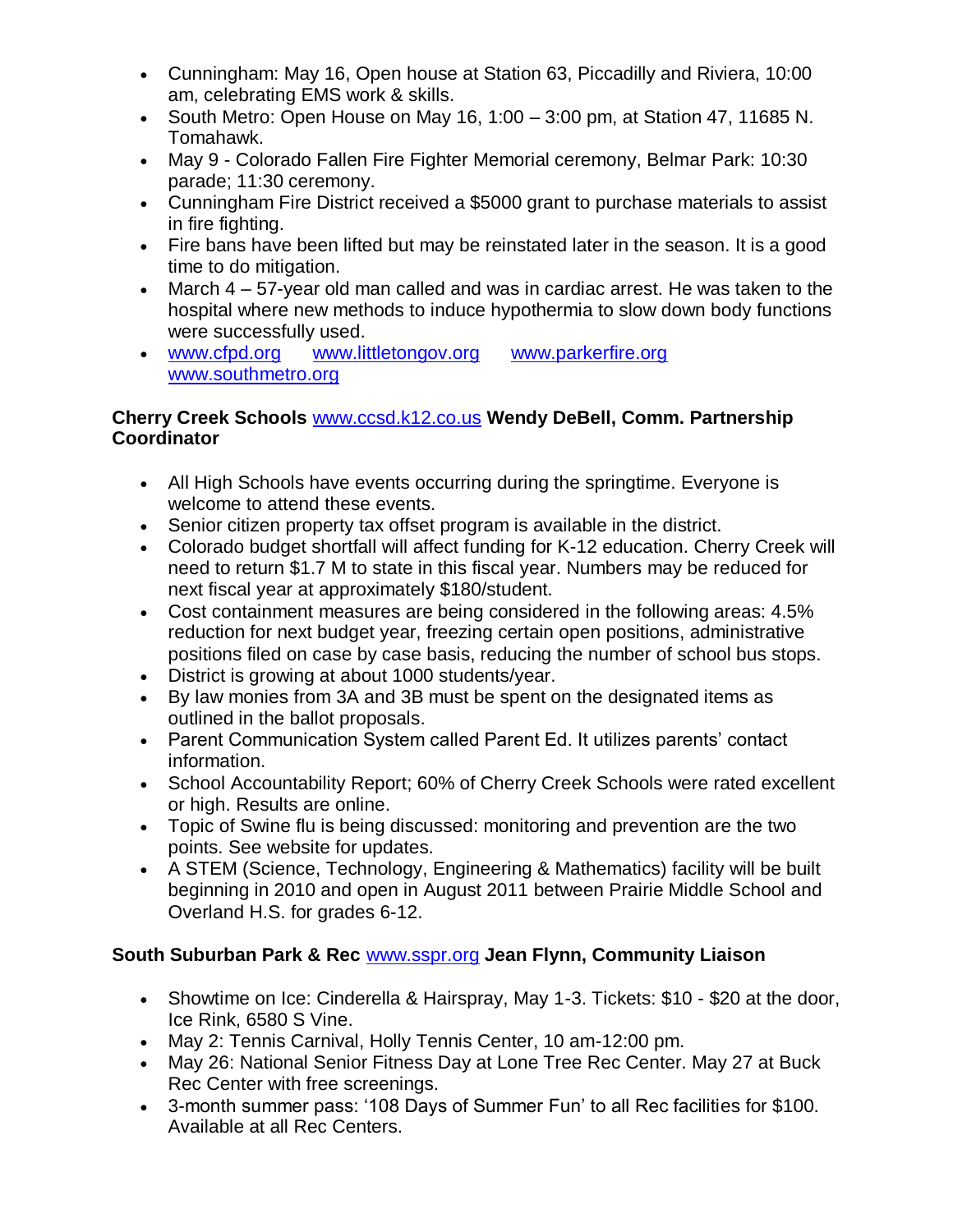- Cunningham: May 16, Open house at Station 63, Piccadilly and Riviera, 10:00 am, celebrating EMS work & skills.
- South Metro: Open House on May 16, 1:00 – 3:00 pm, at Station 47, 11685 N. Tomahawk.
- May 9 - Colorado Fallen Fire Fighter Memorial ceremony, Belmar Park: 10:30 parade; 11:30 ceremony.
- Cunningham Fire District received a $5000 grant to purchase materials to assist in fire fighting.
- Fire bans have been lifted but may be reinstated later in the season. It is a good time to do mitigation.
- March 4 – 57-year old man called and was in cardiac arrest. He was taken to the hospital where new methods to induce hypothermia to slow down body functions were successfully used.
- www.cfpd.org www.littletongov.org www.parkerfire.org www.southmetro.org

**Cherry Creek Schools** www.ccsd.k12.co.us **Wendy DeBell, Comm. Partnership Coordinator**

- All High Schools have events occurring during the springtime. Everyone is welcome to attend these events.
- Senior citizen property tax offset program is available in the district.
- Colorado budget shortfall will affect funding for K-12 education. Cherry Creek will need to return $1.7 M to state in this fiscal year. Numbers may be reduced for next fiscal year at approximately $180/student.
- Cost containment measures are being considered in the following areas: 4.5% reduction for next budget year, freezing certain open positions, administrative positions filed on case by case basis, reducing the number of school bus stops.
- District is growing at about 1000 students/year.
- By law monies from 3A and 3B must be spent on the designated items as outlined in the ballot proposals.
- Parent Communication System called Parent Ed. It utilizes parents' contact information.
- School Accountability Report; 60% of Cherry Creek Schools were rated excellent or high. Results are online.
- Topic of Swine flu is being discussed: monitoring and prevention are the two points. See website for updates.
- A STEM (Science, Technology, Engineering & Mathematics) facility will be built beginning in 2010 and open in August 2011 between Prairie Middle School and Overland H.S. for grades 6-12.

**South Suburban Park & Rec** www.sspr.org **Jean Flynn, Community Liaison**

- Showtime on Ice: Cinderella & Hairspray, May 1-3. Tickets: $10 - $20 at the door, Ice Rink, 6580 S Vine.
- May 2: Tennis Carnival, Holly Tennis Center, 10 am-12:00 pm.
- May 26: National Senior Fitness Day at Lone Tree Rec Center. May 27 at Buck Rec Center with free screenings.
- 3-month summer pass: '108 Days of Summer Fun' to all Rec facilities for $100. Available at all Rec Centers.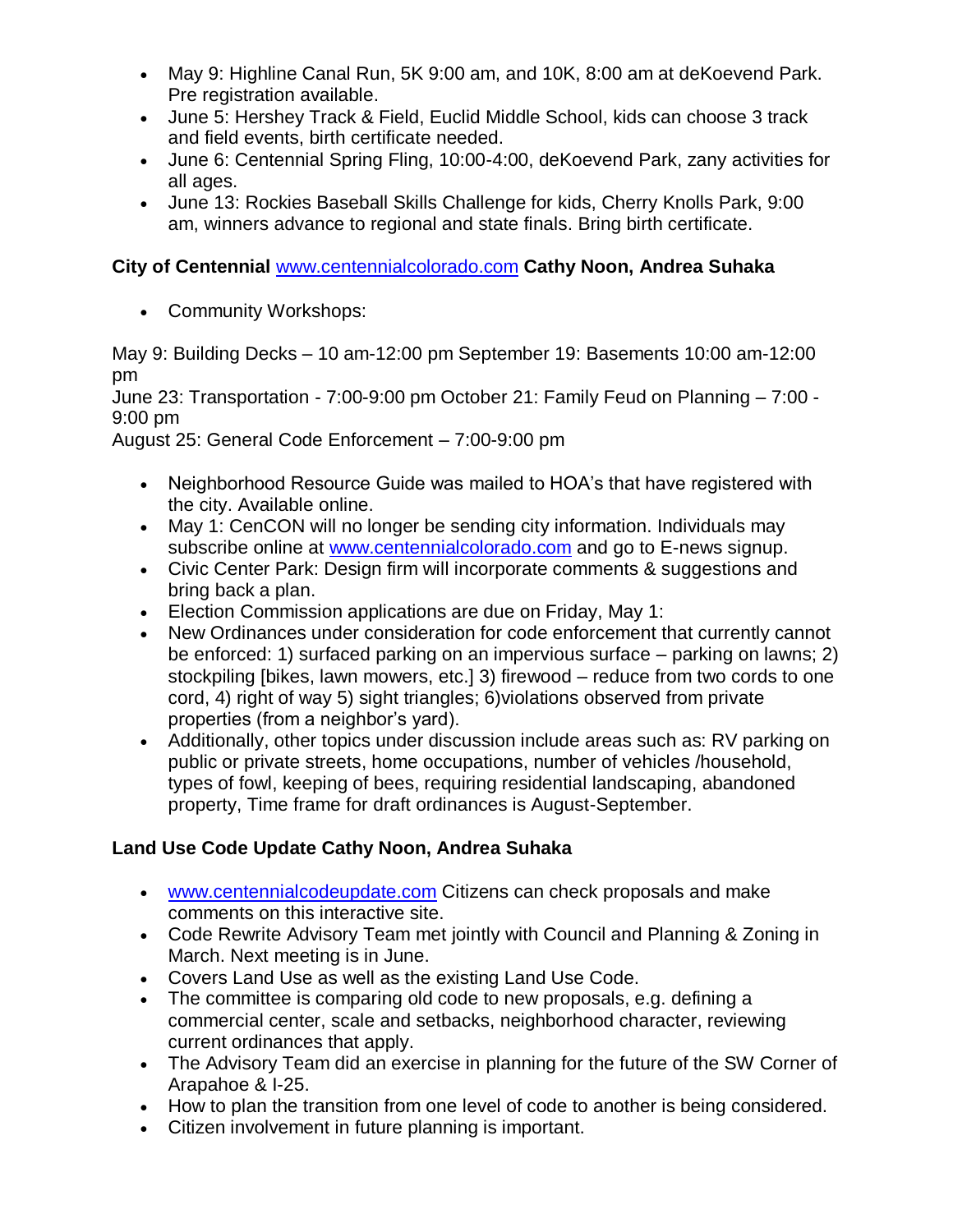- May 9: Highline Canal Run, 5K 9:00 am, and 10K, 8:00 am at deKoevend Park. Pre registration available.
- June 5: Hershey Track & Field, Euclid Middle School, kids can choose 3 track and field events, birth certificate needed.
- June 6: Centennial Spring Fling, 10:00-4:00, deKoevend Park, zany activities for all ages.
- June 13: Rockies Baseball Skills Challenge for kids, Cherry Knolls Park, 9:00 am, winners advance to regional and state finals. Bring birth certificate.

**City of Centennial** www.centennialcolorado.com **Cathy Noon, Andrea Suhaka**

- Community Workshops:

May 9: Building Decks – 10 am-12:00 pm September 19: Basements 10:00 am-12:00 pm
June 23: Transportation - 7:00-9:00 pm October 21: Family Feud on Planning – 7:00 - 9:00 pm
August 25: General Code Enforcement – 7:00-9:00 pm

- Neighborhood Resource Guide was mailed to HOA's that have registered with the city. Available online.
- May 1: CenCON will no longer be sending city information. Individuals may subscribe online at www.centennialcolorado.com and go to E-news signup.
- Civic Center Park: Design firm will incorporate comments & suggestions and bring back a plan.
- Election Commission applications are due on Friday, May 1:
- New Ordinances under consideration for code enforcement that currently cannot be enforced: 1) surfaced parking on an impervious surface – parking on lawns; 2) stockpiling [bikes, lawn mowers, etc.] 3) firewood – reduce from two cords to one cord, 4) right of way 5) sight triangles; 6)violations observed from private properties (from a neighbor's yard).
- Additionally, other topics under discussion include areas such as: RV parking on public or private streets, home occupations, number of vehicles /household, types of fowl, keeping of bees, requiring residential landscaping, abandoned property, Time frame for draft ordinances is August-September.

**Land Use Code Update Cathy Noon, Andrea Suhaka**

- www.centennialcodeupdate.com Citizens can check proposals and make comments on this interactive site.
- Code Rewrite Advisory Team met jointly with Council and Planning & Zoning in March. Next meeting is in June.
- Covers Land Use as well as the existing Land Use Code.
- The committee is comparing old code to new proposals, e.g. defining a commercial center, scale and setbacks, neighborhood character, reviewing current ordinances that apply.
- The Advisory Team did an exercise in planning for the future of the SW Corner of Arapahoe & I-25.
- How to plan the transition from one level of code to another is being considered.
- Citizen involvement in future planning is important.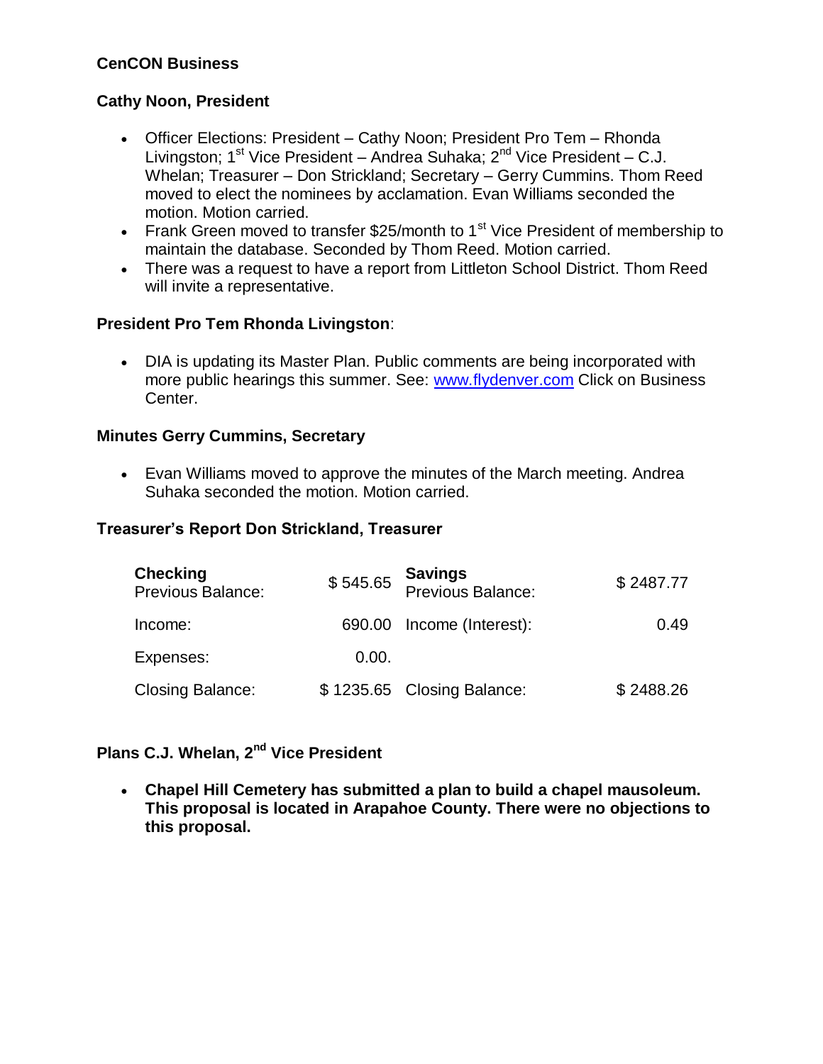**CenCON Business**

**Cathy Noon, President**

- Officer Elections: President – Cathy Noon; President Pro Tem – Rhonda Livingston; 1st Vice President – Andrea Suhaka; 2nd Vice President – C.J. Whelan; Treasurer – Don Strickland; Secretary – Gerry Cummins. Thom Reed moved to elect the nominees by acclamation. Evan Williams seconded the motion. Motion carried.
- Frank Green moved to transfer $25/month to 1st Vice President of membership to maintain the database. Seconded by Thom Reed. Motion carried.
- There was a request to have a report from Littleton School District. Thom Reed will invite a representative.

**President Pro Tem Rhonda Livingston**:

- DIA is updating its Master Plan. Public comments are being incorporated with more public hearings this summer. See: [www.flydenver.com](http://www.flydenver.com) Click on Business Center.

**Minutes Gerry Cummins, Secretary**

- Evan Williams moved to approve the minutes of the March meeting. Andrea Suhaka seconded the motion. Motion carried.

**Treasurer's Report Don Strickland, Treasurer**

| | | | |
|---|---|---|---|
| **Checking** Previous Balance: | $ 545.65 | **Savings** Previous Balance: | $ 2487.77 |
| Income: | 690.00 | Income (Interest): | 0.49 |
| Expenses: | 0.00. | | |
| Closing Balance: | $ 1235.65 | Closing Balance: | $ 2488.26 |

**Plans C.J. Whelan, 2nd Vice President**

- **Chapel Hill Cemetery has submitted a plan to build a chapel mausoleum. This proposal is located in Arapahoe County. There were no objections to this proposal.**